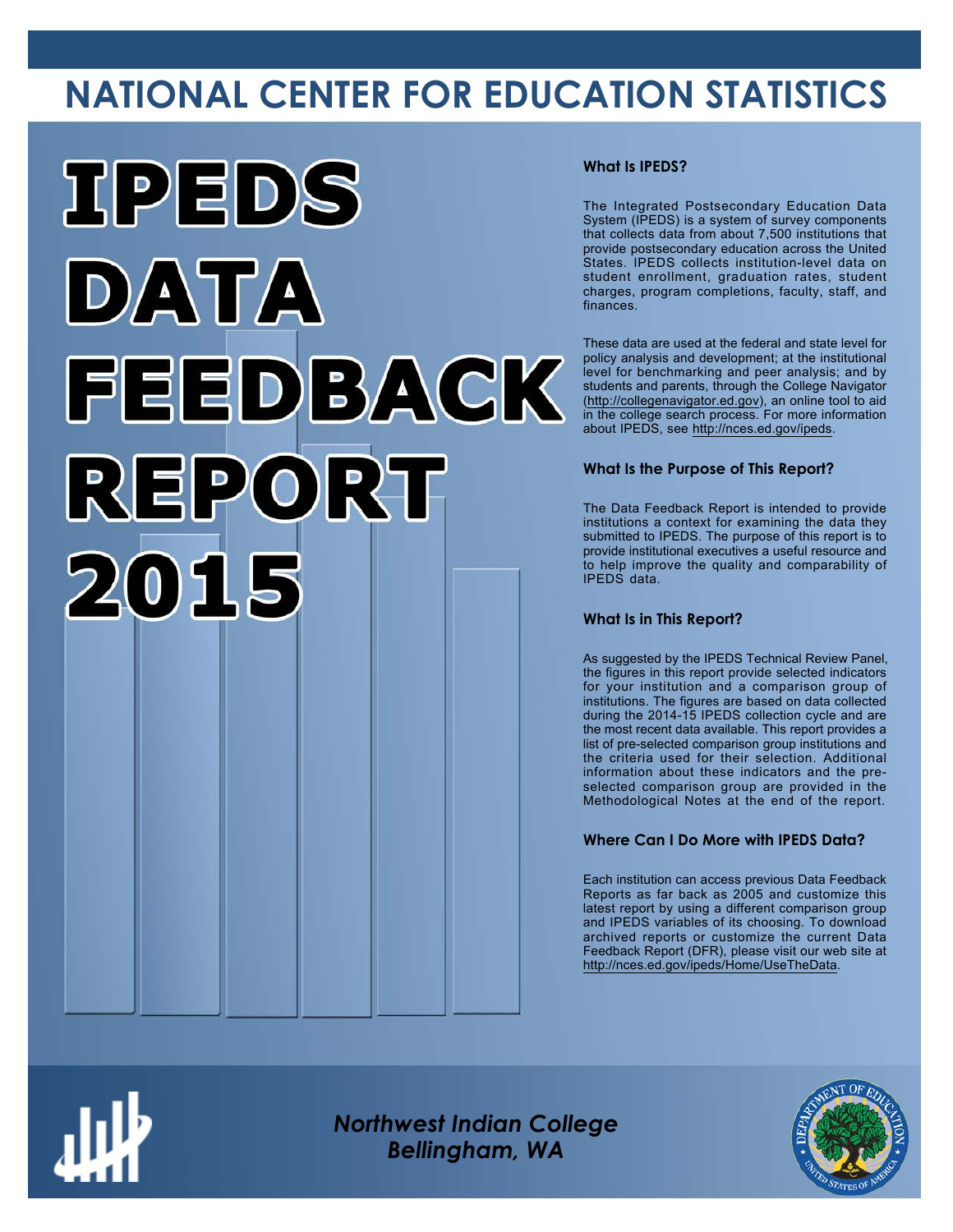# NATIONAL CENTER FOR EDUCATION STATISTICS

# IPEDS DATA FEEDBACK REPORT 2015

## What Is IPEDS?

The Integrated Postsecondary Education Data System (IPEDS) is a system of survey components that collects data from about 7,500 institutions that provide postsecondary education across the United States. IPEDS collects institution-level data on student enrollment, graduation rates, student charges, program completions, faculty, staff, and finances.

These data are used at the federal and state level for policy analysis and development; at the institutional level for benchmarking and peer analysis; and by students and parents, through the College Navigator (http://collegenavigator.ed.gov), an online tool to aid in the college search process. For more information about IPEDS, see http://nces.ed.gov/ipeds.

## What Is the Purpose of This Report?

The Data Feedback Report is intended to provide institutions a context for examining the data they submitted to IPEDS. The purpose of this report is to provide institutional executives a useful resource and to help improve the quality and comparability of IPEDS data.

## What Is in This Report?

As suggested by the IPEDS Technical Review Panel, the figures in this report provide selected indicators for your institution and a comparison group of institutions. The figures are based on data collected during the 2014-15 IPEDS collection cycle and are the most recent data available. This report provides a list of pre-selected comparison group institutions and the criteria used for their selection. Additional information about these indicators and the pre-selected comparison group are provided in the Methodological Notes at the end of the report.

## Where Can I Do More with IPEDS Data?

Each institution can access previous Data Feedback Reports as far back as 2005 and customize this latest report by using a different comparison group and IPEDS variables of its choosing. To download archived reports or customize the current Data Feedback Report (DFR), please visit our web site at http://nces.ed.gov/ipeds/Home/UseTheData.

*Northwest Indian College*
*Bellingham, WA*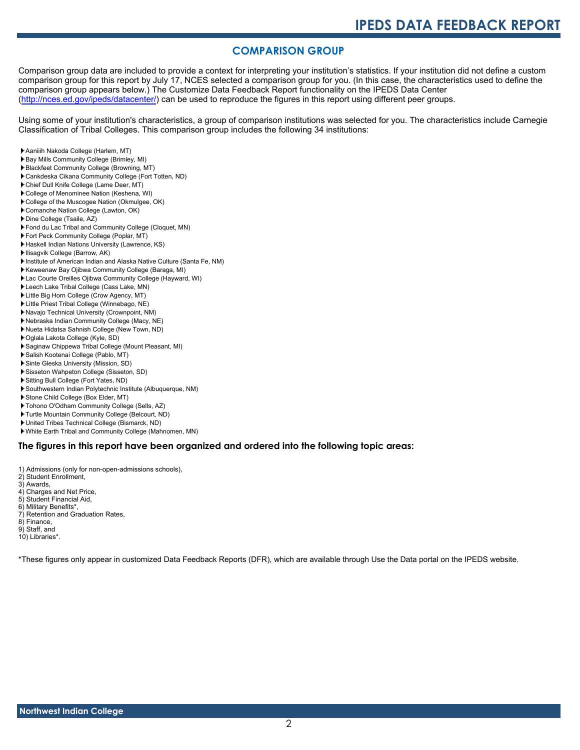## COMPARISON GROUP

Comparison group data are included to provide a context for interpreting your institution's statistics. If your institution did not define a custom comparison group for this report by July 17, NCES selected a comparison group for you. (In this case, the characteristics used to define the comparison group appears below.) The Customize Data Feedback Report functionality on the IPEDS Data Center (http://nces.ed.gov/ipeds/datacenter/) can be used to reproduce the figures in this report using different peer groups.

Using some of your institution's characteristics, a group of comparison institutions was selected for you. The characteristics include Carnegie Classification of Tribal Colleges. This comparison group includes the following 34 institutions:

- Aaniiih Nakoda College (Harlem, MT)
- Bay Mills Community College (Brimley, MI)
- Blackfeet Community College (Browning, MT)
- Cankdeska Cikana Community College (Fort Totten, ND)
- Chief Dull Knife College (Lame Deer, MT)
- College of Menominee Nation (Keshena, WI)
- College of the Muscogee Nation (Okmulgee, OK)
- Comanche Nation College (Lawton, OK)
- Dine College (Tsaile, AZ)
- Fond du Lac Tribal and Community College (Cloquet, MN)
- Fort Peck Community College (Poplar, MT)
- Haskell Indian Nations University (Lawrence, KS)
- Ilisagvik College (Barrow, AK)
- Institute of American Indian and Alaska Native Culture (Santa Fe, NM)
- Keweenaw Bay Ojibwa Community College (Baraga, MI)
- Lac Courte Oreilles Ojibwa Community College (Hayward, WI)
- Leech Lake Tribal College (Cass Lake, MN)
- Little Big Horn College (Crow Agency, MT)
- Little Priest Tribal College (Winnebago, NE)
- Navajo Technical University (Crownpoint, NM)
- Nebraska Indian Community College (Macy, NE)
- Nueta Hidatsa Sahnish College (New Town, ND)
- Oglala Lakota College (Kyle, SD)
- Saginaw Chippewa Tribal College (Mount Pleasant, MI)
- Salish Kootenai College (Pablo, MT)
- Sinte Gleska University (Mission, SD)
- Sisseton Wahpeton College (Sisseton, SD)
- Sitting Bull College (Fort Yates, ND)
- Southwestern Indian Polytechnic Institute (Albuquerque, NM)
- Stone Child College (Box Elder, MT)
- Tohono O'Odham Community College (Sells, AZ)
- Turtle Mountain Community College (Belcourt, ND)
- United Tribes Technical College (Bismarck, ND)
- White Earth Tribal and Community College (Mahnomen, MN)

### The figures in this report have been organized and ordered into the following topic areas:

1) Admissions (only for non-open-admissions schools),
2) Student Enrollment,
3) Awards,
4) Charges and Net Price,
5) Student Financial Aid,
6) Military Benefits*,
7) Retention and Graduation Rates,
8) Finance,
9) Staff, and
10) Libraries*.

*These figures only appear in customized Data Feedback Reports (DFR), which are available through Use the Data portal on the IPEDS website.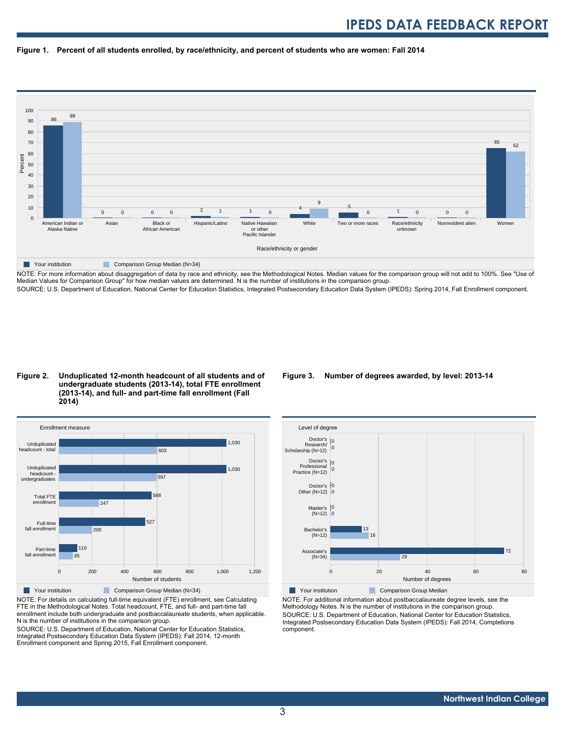**Figure 1. Percent of all students enrolled, by race/ethnicity, and percent of students who are women: Fall 2014**

| Race/ethnicity or gender | Your institution | Comparison Group Median (N=34) |
|---|---|---|
| American Indian or Alaska Native | 86 | 89 |
| Asian | 0 | 0 |
| Black or African American | 0 | 0 |
| Hispanic/Latino | 2 | 1 |
| Native Hawaiian or other Pacific Islander | 1 | 0 |
| White | 4 | 9 |
| Two or more races | 5 | 0 |
| Race/ethnicity unknown | 1 | 0 |
| Nonresident alien | 0 | 0 |
| Women | 65 | 62 |

NOTE: For more information about disaggregation of data by race and ethnicity, see the Methodological Notes. Median values for the comparison group will not add to 100%. See "Use of Median Values for Comparison Group" for how median values are determined. N is the number of institutions in the comparison group.
SOURCE: U.S. Department of Education, National Center for Education Statistics, Integrated Postsecondary Education Data System (IPEDS): Spring 2014, Fall Enrollment component.

**Figure 2. Unduplicated 12-month headcount of all students and of undergraduate students (2013-14), total FTE enrollment (2013-14), and full- and part-time fall enrollment (Fall 2014)**

| Enrollment measure | Your institution | Comparison Group Median (N=34) |
|---|---|---|
| Unduplicated headcount - total | 1,030 | 603 |
| Unduplicated headcount - undergraduates | 1,030 | 597 |
| Total FTE enrollment | 568 | 247 |
| Full-time fall enrollment | 527 | 200 |
| Part-time fall enrollment | 110 | 85 |

NOTE: For details on calculating full-time equivalent (FTE) enrollment, see Calculating FTE in the Methodological Notes. Total headcount, FTE, and full- and part-time fall enrollment include both undergraduate and postbaccalaureate students, when applicable. N is the number of institutions in the comparison group.
SOURCE: U.S. Department of Education, National Center for Education Statistics, Integrated Postsecondary Education Data System (IPEDS): Fall 2014, 12-month Enrollment component and Spring 2015, Fall Enrollment component.

**Figure 3. Number of degrees awarded, by level: 2013-14**

| Level of degree | Your institution | Comparison Group Median |
|---|---|---|
| Doctor's Research/ Scholarship (N=12) | 0 | 0 |
| Doctor's Professional Practice (N=12) | 0 | 0 |
| Doctor's Other (N=12) | 0 | 0 |
| Master's (N=12) | 0 | 0 |
| Bachelor's (N=12) | 13 | 16 |
| Associate's (N=34) | 72 | 29 |

NOTE: For additional information about postbaccalaureate degree levels, see the Methodology Notes. N is the number of institutions in the comparison group.
SOURCE: U.S. Department of Education, National Center for Education Statistics, Integrated Postsecondary Education Data System (IPEDS): Fall 2014, Completions component.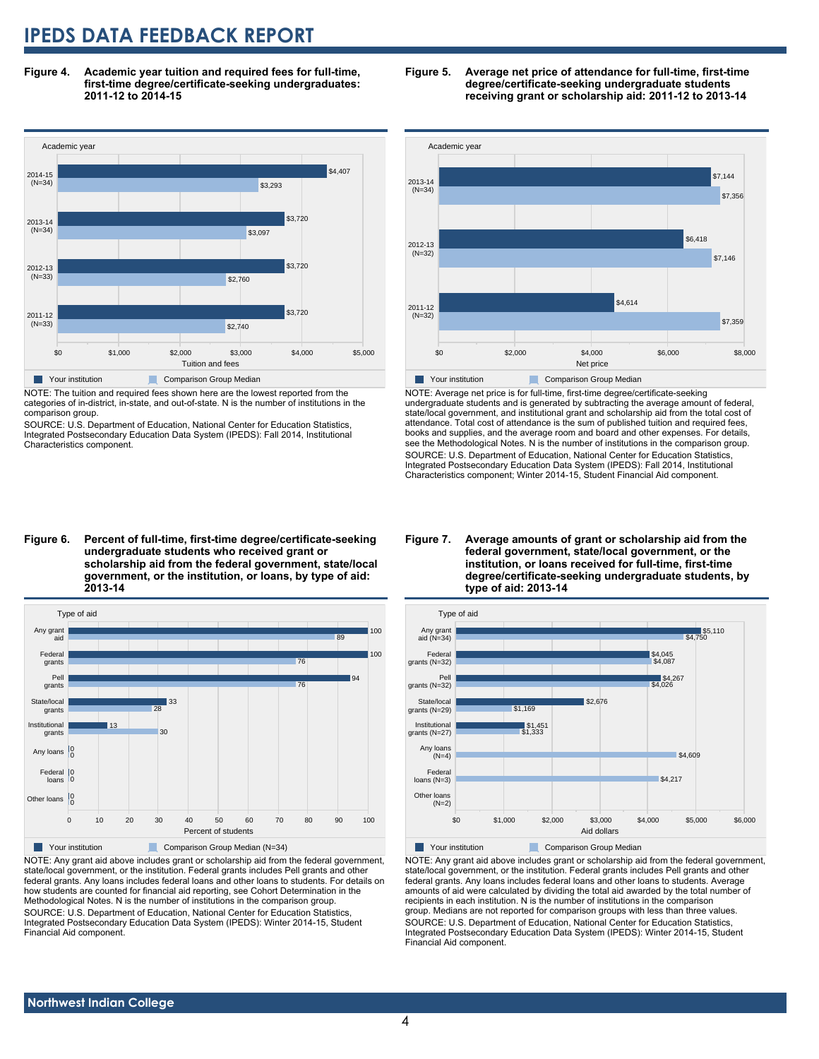# IPEDS DATA FEEDBACK REPORT

**Figure 4. Academic year tuition and required fees for full-time, first-time degree/certificate-seeking undergraduates: 2011-12 to 2014-15**

| Academic year | Your institution | Comparison Group Median |
|---|---|---|
| 2014-15 (N=34) | $4,407 | $3,293 |
| 2013-14 (N=34) | $3,720 | $3,097 |
| 2012-13 (N=33) | $3,720 | $2,760 |
| 2011-12 (N=33) | $3,720 | $2,740 |

NOTE: The tuition and required fees shown here are the lowest reported from the categories of in-district, in-state, and out-of-state. N is the number of institutions in the comparison group.
SOURCE: U.S. Department of Education, National Center for Education Statistics, Integrated Postsecondary Education Data System (IPEDS): Fall 2014, Institutional Characteristics component.

**Figure 5. Average net price of attendance for full-time, first-time degree/certificate-seeking undergraduate students receiving grant or scholarship aid: 2011-12 to 2013-14**

| Academic year | Your institution | Comparison Group Median |
|---|---|---|
| 2013-14 (N=34) | $7,144 | $7,356 |
| 2012-13 (N=32) | $6,418 | $7,146 |
| 2011-12 (N=32) | $4,614 | $7,359 |

NOTE: Average net price is for full-time, first-time degree/certificate-seeking undergraduate students and is generated by subtracting the average amount of federal, state/local government, and institutional grant and scholarship aid from the total cost of attendance. Total cost of attendance is the sum of published tuition and required fees, books and supplies, and the average room and board and other expenses. For details, see the Methodological Notes. N is the number of institutions in the comparison group.
SOURCE: U.S. Department of Education, National Center for Education Statistics, Integrated Postsecondary Education Data System (IPEDS): Fall 2014, Institutional Characteristics component; Winter 2014-15, Student Financial Aid component.

**Figure 6. Percent of full-time, first-time degree/certificate-seeking undergraduate students who received grant or scholarship aid from the federal government, state/local government, or the institution, or loans, by type of aid: 2013-14**

| Type of aid | Your institution | Comparison Group Median (N=34) |
|---|---|---|
| Any grant aid | 100 | 89 |
| Federal grants | 100 | 76 |
| Pell grants | 94 | 76 |
| State/local grants | 33 | 28 |
| Institutional grants | 13 | 30 |
| Any loans | 0 | 0 |
| Federal loans | 0 | 0 |
| Other loans | 0 | 0 |

NOTE: Any grant aid above includes grant or scholarship aid from the federal government, state/local government, or the institution. Federal grants includes Pell grants and other federal grants. Any loans includes federal loans and other loans to students. For details on how students are counted for financial aid reporting, see Cohort Determination in the Methodological Notes. N is the number of institutions in the comparison group.
SOURCE: U.S. Department of Education, National Center for Education Statistics, Integrated Postsecondary Education Data System (IPEDS): Winter 2014-15, Student Financial Aid component.

**Figure 7. Average amounts of grant or scholarship aid from the federal government, state/local government, or the institution, or loans received for full-time, first-time degree/certificate-seeking undergraduate students, by type of aid: 2013-14**

| Type of aid | Your institution | Comparison Group Median |
|---|---|---|
| Any grant aid (N=34) | $5,110 | $4,750 |
| Federal grants (N=32) | $4,045 | $4,087 |
| Pell grants (N=32) | $4,267 | $4,026 |
| State/local grants (N=29) | $2,676 | $1,169 |
| Institutional grants (N=27) | $1,451 | $1,333 |
| Any loans (N=4) | | $4,609 |
| Federal loans (N=3) | | $4,217 |
| Other loans (N=2) | | |

NOTE: Any grant aid above includes grant or scholarship aid from the federal government, state/local government, or the institution. Federal grants includes Pell grants and other federal grants. Any loans includes federal loans and other loans to students. Average amounts of aid were calculated by dividing the total aid awarded by the total number of recipients in each institution. N is the number of institutions in the comparison group. Medians are not reported for comparison groups with less than three values.
SOURCE: U.S. Department of Education, National Center for Education Statistics, Integrated Postsecondary Education Data System (IPEDS): Winter 2014-15, Student Financial Aid component.

Northwest Indian College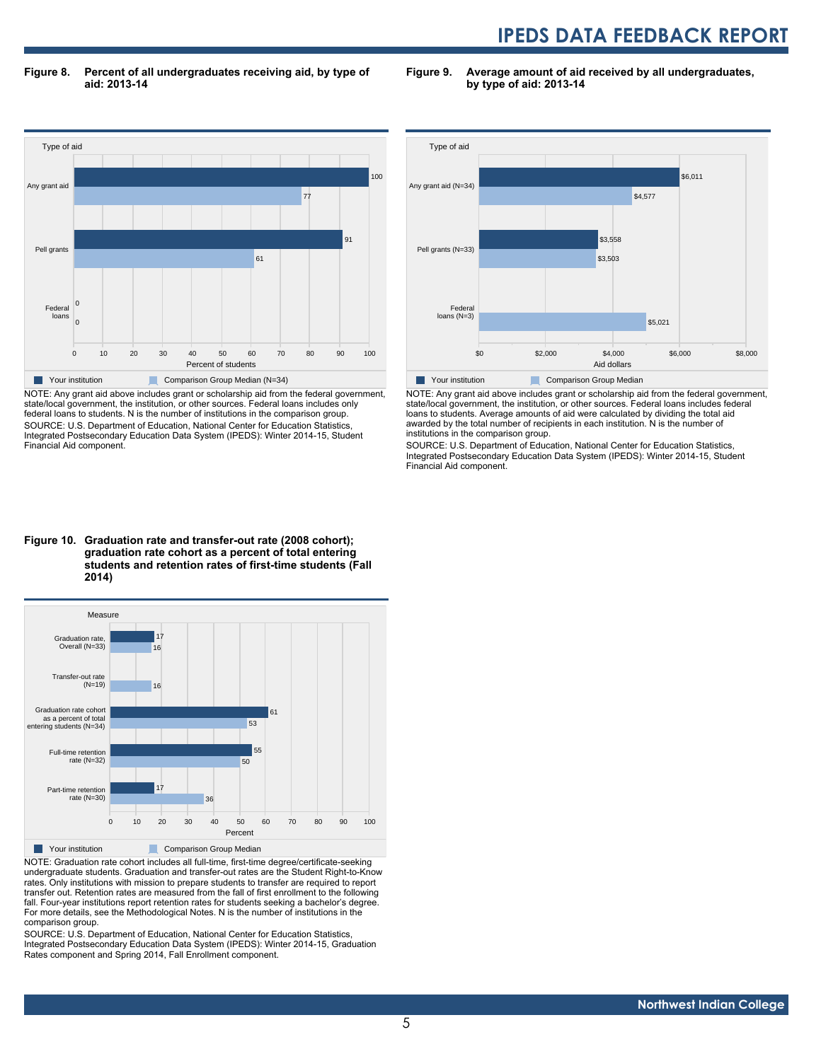**Figure 8. Percent of all undergraduates receiving aid, by type of aid: 2013-14**

| Type of aid | Your institution | Comparison Group Median (N=34) |
|---|---|---|
| Any grant aid | 100 | 77 |
| Pell grants | 91 | 61 |
| Federal loans | 0 | 0 |

Percent of students

NOTE: Any grant aid above includes grant or scholarship aid from the federal government, state/local government, the institution, or other sources. Federal loans includes only federal loans to students. N is the number of institutions in the comparison group.

SOURCE: U.S. Department of Education, National Center for Education Statistics, Integrated Postsecondary Education Data System (IPEDS): Winter 2014-15, Student Financial Aid component.

**Figure 9. Average amount of aid received by all undergraduates, by type of aid: 2013-14**

| Type of aid | Your institution | Comparison Group Median |
|---|---|---|
| Any grant aid (N=34) | $6,011 | $4,577 |
| Pell grants (N=33) | $3,558 | $3,503 |
| Federal loans (N=3) | | $5,021 |

Aid dollars

NOTE: Any grant aid above includes grant or scholarship aid from the federal government, state/local government, the institution, or other sources. Federal loans includes federal loans to students. Average amounts of aid were calculated by dividing the total aid awarded by the total number of recipients in each institution. N is the number of institutions in the comparison group.

SOURCE: U.S. Department of Education, National Center for Education Statistics, Integrated Postsecondary Education Data System (IPEDS): Winter 2014-15, Student Financial Aid component.

**Figure 10. Graduation rate and transfer-out rate (2008 cohort); graduation rate cohort as a percent of total entering students and retention rates of first-time students (Fall 2014)**

| Measure | Your institution | Comparison Group Median |
|---|---|---|
| Graduation rate, Overall (N=33) | 17 | 16 |
| Transfer-out rate (N=19) | | 16 |
| Graduation rate cohort as a percent of total entering students (N=34) | 61 | 53 |
| Full-time retention rate (N=32) | 55 | 50 |
| Part-time retention rate (N=30) | 17 | 36 |

Percent

NOTE: Graduation rate cohort includes all full-time, first-time degree/certificate-seeking undergraduate students. Graduation and transfer-out rates are the Student Right-to-Know rates. Only institutions with mission to prepare students to transfer are required to report transfer out. Retention rates are measured from the fall of first enrollment to the following fall. Four-year institutions report retention rates for students seeking a bachelor's degree. For more details, see the Methodological Notes. N is the number of institutions in the comparison group.

SOURCE: U.S. Department of Education, National Center for Education Statistics, Integrated Postsecondary Education Data System (IPEDS): Winter 2014-15, Graduation Rates component and Spring 2014, Fall Enrollment component.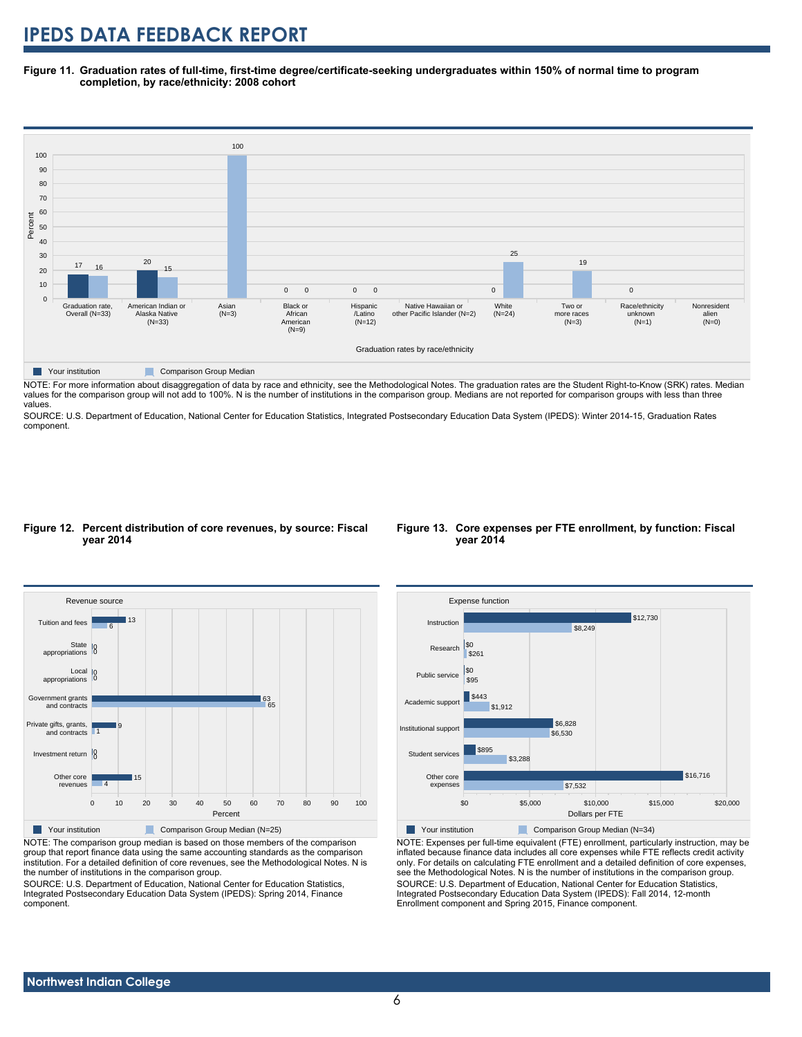# IPEDS DATA FEEDBACK REPORT

**Figure 11. Graduation rates of full-time, first-time degree/certificate-seeking undergraduates within 150% of normal time to program completion, by race/ethnicity: 2008 cohort**

| Graduation rates by race/ethnicity | Your institution | Comparison Group Median |
|---|---|---|
| Graduation rate, Overall (N=33) | 17 | 16 |
| American Indian or Alaska Native (N=33) | 20 | 15 |
| Asian (N=3) | | 100 |
| Black or African American (N=9) | 0 | 0 |
| Hispanic /Latino (N=12) | 0 | 0 |
| Native Hawaiian or other Pacific Islander (N=2) | | |
| White (N=24) | 0 | 25 |
| Two or more races (N=3) | | 19 |
| Race/ethnicity unknown (N=1) | 0 | |
| Nonresident alien (N=0) | | |

NOTE: For more information about disaggregation of data by race and ethnicity, see the Methodological Notes. The graduation rates are the Student Right-to-Know (SRK) rates. Median values for the comparison group will not add to 100%. N is the number of institutions in the comparison group. Medians are not reported for comparison groups with less than three values.

SOURCE: U.S. Department of Education, National Center for Education Statistics, Integrated Postsecondary Education Data System (IPEDS): Winter 2014-15, Graduation Rates component.

**Figure 12. Percent distribution of core revenues, by source: Fiscal year 2014**

| Revenue source | Your institution (Percent) | Comparison Group Median (N=25) (Percent) |
|---|---|---|
| Tuition and fees | 13 | 6 |
| State appropriations | 0 | 0 |
| Local appropriations | 0 | 0 |
| Government grants and contracts | 63 | 65 |
| Private gifts, grants, and contracts | 9 | 1 |
| Investment return | 0 | 0 |
| Other core revenues | 15 | 4 |

NOTE: The comparison group median is based on those members of the comparison group that report finance data using the same accounting standards as the comparison institution. For a detailed definition of core revenues, see the Methodological Notes. N is the number of institutions in the comparison group.

SOURCE: U.S. Department of Education, National Center for Education Statistics, Integrated Postsecondary Education Data System (IPEDS): Spring 2014, Finance component.

**Figure 13. Core expenses per FTE enrollment, by function: Fiscal year 2014**

| Expense function | Your institution (Dollars per FTE) | Comparison Group Median (N=34) (Dollars per FTE) |
|---|---|---|
| Instruction | $12,730 | $8,249 |
| Research | $0 | $261 |
| Public service | $0 | $95 |
| Academic support | $443 | $1,912 |
| Institutional support | $6,828 | $6,530 |
| Student services | $895 | $3,288 |
| Other core expenses | $16,716 | $7,532 |

NOTE: Expenses per full-time equivalent (FTE) enrollment, particularly instruction, may be inflated because finance data includes all core expenses while FTE reflects credit activity only. For details on calculating FTE enrollment and a detailed definition of core expenses, see the Methodological Notes. N is the number of institutions in the comparison group.

SOURCE: U.S. Department of Education, National Center for Education Statistics, Integrated Postsecondary Education Data System (IPEDS): Fall 2014, 12-month Enrollment component and Spring 2015, Finance component.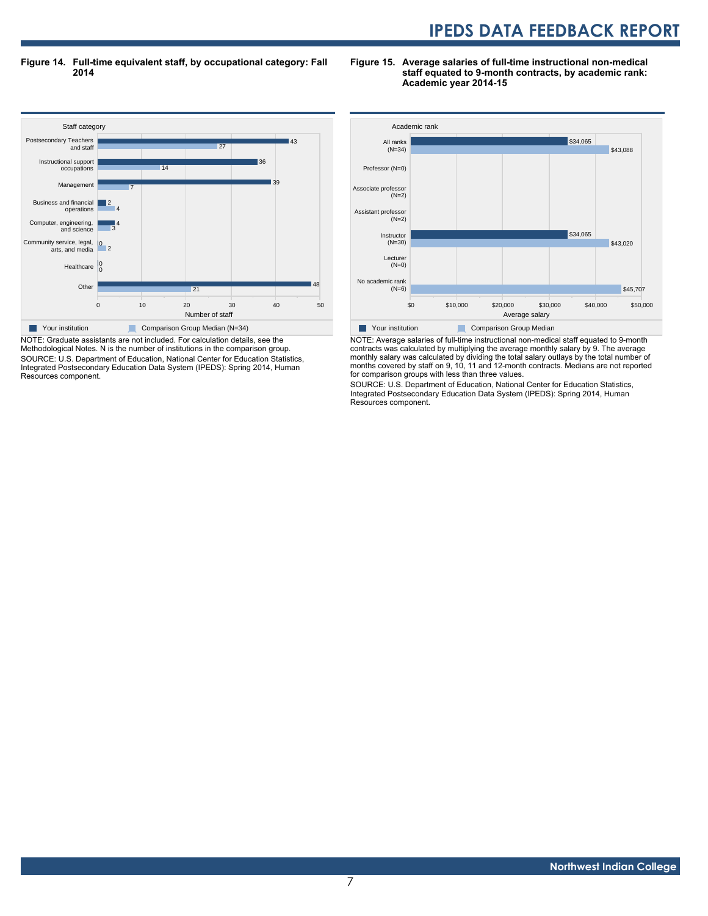**Figure 14. Full-time equivalent staff, by occupational category: Fall 2014**

| Staff category | Your institution | Comparison Group Median (N=34) |
|---|---|---|
| Postsecondary Teachers and staff | 43 | 27 |
| Instructional support occupations | 36 | 14 |
| Management | 39 | 7 |
| Business and financial operations | 2 | 4 |
| Computer, engineering, and science | 4 | 3 |
| Community service, legal, arts, and media | 0 | 2 |
| Healthcare | 0 | 0 |
| Other | 48 | 21 |

NOTE: Graduate assistants are not included. For calculation details, see the Methodological Notes. N is the number of institutions in the comparison group.
SOURCE: U.S. Department of Education, National Center for Education Statistics, Integrated Postsecondary Education Data System (IPEDS): Spring 2014, Human Resources component.

**Figure 15. Average salaries of full-time instructional non-medical staff equated to 9-month contracts, by academic rank: Academic year 2014-15**

| Academic rank | Your institution | Comparison Group Median |
|---|---|---|
| All ranks (N=34) | $34,065 | $43,088 |
| Professor (N=0) | | |
| Associate professor (N=2) | | |
| Assistant professor (N=2) | | |
| Instructor (N=30) | $34,065 | $43,020 |
| Lecturer (N=0) | | |
| No academic rank (N=6) | | $45,707 |

NOTE: Average salaries of full-time instructional non-medical staff equated to 9-month contracts was calculated by multiplying the average monthly salary by 9. The average monthly salary was calculated by dividing the total salary outlays by the total number of months covered by staff on 9, 10, 11 and 12-month contracts. Medians are not reported for comparison groups with less than three values.
SOURCE: U.S. Department of Education, National Center for Education Statistics, Integrated Postsecondary Education Data System (IPEDS): Spring 2014, Human Resources component.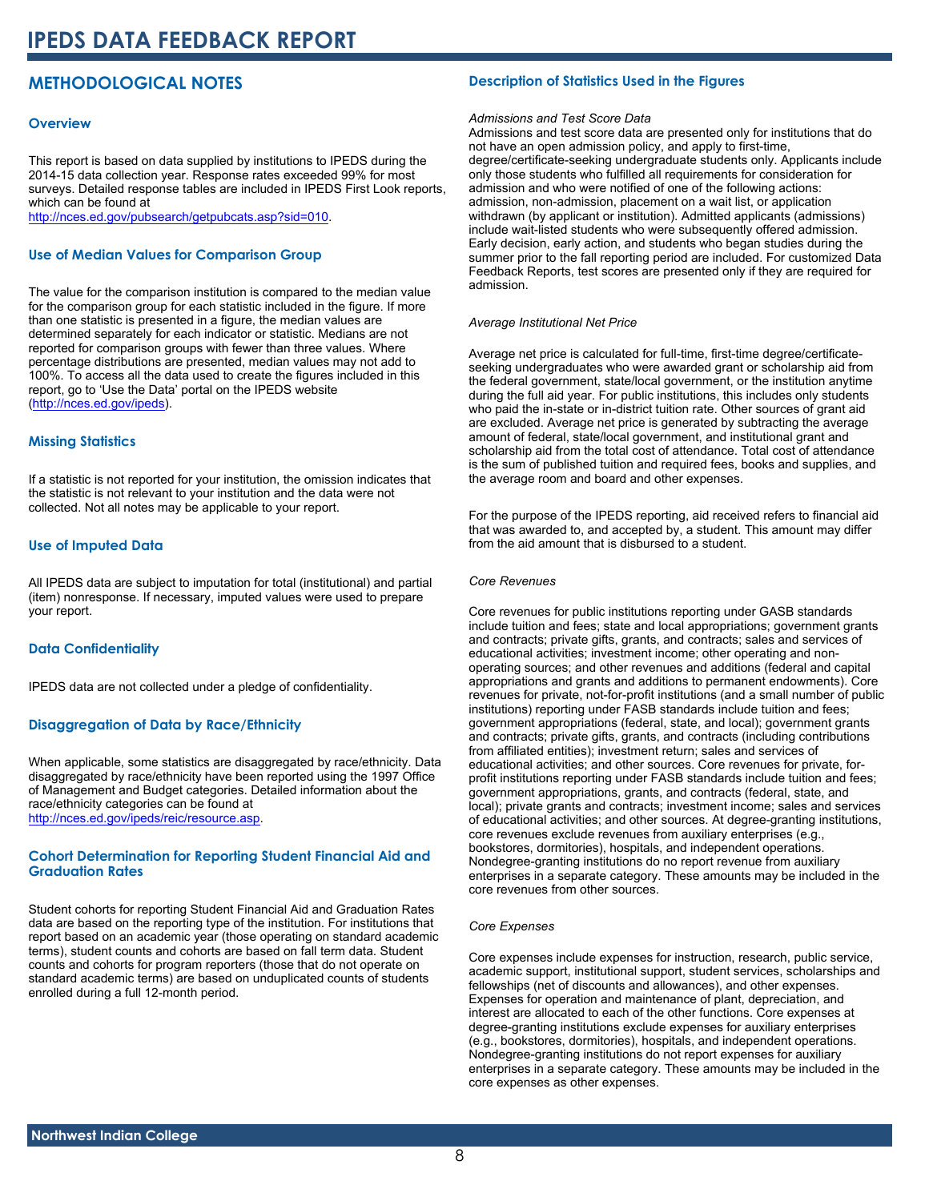# IPEDS DATA FEEDBACK REPORT

## METHODOLOGICAL NOTES

### Overview

This report is based on data supplied by institutions to IPEDS during the 2014-15 data collection year. Response rates exceeded 99% for most surveys. Detailed response tables are included in IPEDS First Look reports, which can be found at http://nces.ed.gov/pubsearch/getpubcats.asp?sid=010.

### Use of Median Values for Comparison Group

The value for the comparison institution is compared to the median value for the comparison group for each statistic included in the figure. If more than one statistic is presented in a figure, the median values are determined separately for each indicator or statistic. Medians are not reported for comparison groups with fewer than three values. Where percentage distributions are presented, median values may not add to 100%. To access all the data used to create the figures included in this report, go to 'Use the Data' portal on the IPEDS website (http://nces.ed.gov/ipeds).

### Missing Statistics

If a statistic is not reported for your institution, the omission indicates that the statistic is not relevant to your institution and the data were not collected. Not all notes may be applicable to your report.

### Use of Imputed Data

All IPEDS data are subject to imputation for total (institutional) and partial (item) nonresponse. If necessary, imputed values were used to prepare your report.

### Data Confidentiality

IPEDS data are not collected under a pledge of confidentiality.

### Disaggregation of Data by Race/Ethnicity

When applicable, some statistics are disaggregated by race/ethnicity. Data disaggregated by race/ethnicity have been reported using the 1997 Office of Management and Budget categories. Detailed information about the race/ethnicity categories can be found at http://nces.ed.gov/ipeds/reic/resource.asp.

### Cohort Determination for Reporting Student Financial Aid and Graduation Rates

Student cohorts for reporting Student Financial Aid and Graduation Rates data are based on the reporting type of the institution. For institutions that report based on an academic year (those operating on standard academic terms), student counts and cohorts are based on fall term data. Student counts and cohorts for program reporters (those that do not operate on standard academic terms) are based on unduplicated counts of students enrolled during a full 12-month period.

### Description of Statistics Used in the Figures

*Admissions and Test Score Data*

Admissions and test score data are presented only for institutions that do not have an open admission policy, and apply to first-time, degree/certificate-seeking undergraduate students only. Applicants include only those students who fulfilled all requirements for consideration for admission and who were notified of one of the following actions: admission, non-admission, placement on a wait list, or application withdrawn (by applicant or institution). Admitted applicants (admissions) include wait-listed students who were subsequently offered admission. Early decision, early action, and students who began studies during the summer prior to the fall reporting period are included. For customized Data Feedback Reports, test scores are presented only if they are required for admission.

*Average Institutional Net Price*

Average net price is calculated for full-time, first-time degree/certificate-seeking undergraduates who were awarded grant or scholarship aid from the federal government, state/local government, or the institution anytime during the full aid year. For public institutions, this includes only students who paid the in-state or in-district tuition rate. Other sources of grant aid are excluded. Average net price is generated by subtracting the average amount of federal, state/local government, and institutional grant and scholarship aid from the total cost of attendance. Total cost of attendance is the sum of published tuition and required fees, books and supplies, and the average room and board and other expenses.

For the purpose of the IPEDS reporting, aid received refers to financial aid that was awarded to, and accepted by, a student. This amount may differ from the aid amount that is disbursed to a student.

*Core Revenues*

Core revenues for public institutions reporting under GASB standards include tuition and fees; state and local appropriations; government grants and contracts; private gifts, grants, and contracts; sales and services of educational activities; investment income; other operating and non-operating sources; and other revenues and additions (federal and capital appropriations and grants and additions to permanent endowments). Core revenues for private, not-for-profit institutions (and a small number of public institutions) reporting under FASB standards include tuition and fees; government appropriations (federal, state, and local); government grants and contracts; private gifts, grants, and contracts (including contributions from affiliated entities); investment return; sales and services of educational activities; and other sources. Core revenues for private, for-profit institutions reporting under FASB standards include tuition and fees; government appropriations, grants, and contracts (federal, state, and local); private grants and contracts; investment income; sales and services of educational activities; and other sources. At degree-granting institutions, core revenues exclude revenues from auxiliary enterprises (e.g., bookstores, dormitories), hospitals, and independent operations. Nondegree-granting institutions do no report revenue from auxiliary enterprises in a separate category. These amounts may be included in the core revenues from other sources.

*Core Expenses*

Core expenses include expenses for instruction, research, public service, academic support, institutional support, student services, scholarships and fellowships (net of discounts and allowances), and other expenses. Expenses for operation and maintenance of plant, depreciation, and interest are allocated to each of the other functions. Core expenses at degree-granting institutions exclude expenses for auxiliary enterprises (e.g., bookstores, dormitories), hospitals, and independent operations. Nondegree-granting institutions do not report expenses for auxiliary enterprises in a separate category. These amounts may be included in the core expenses as other expenses.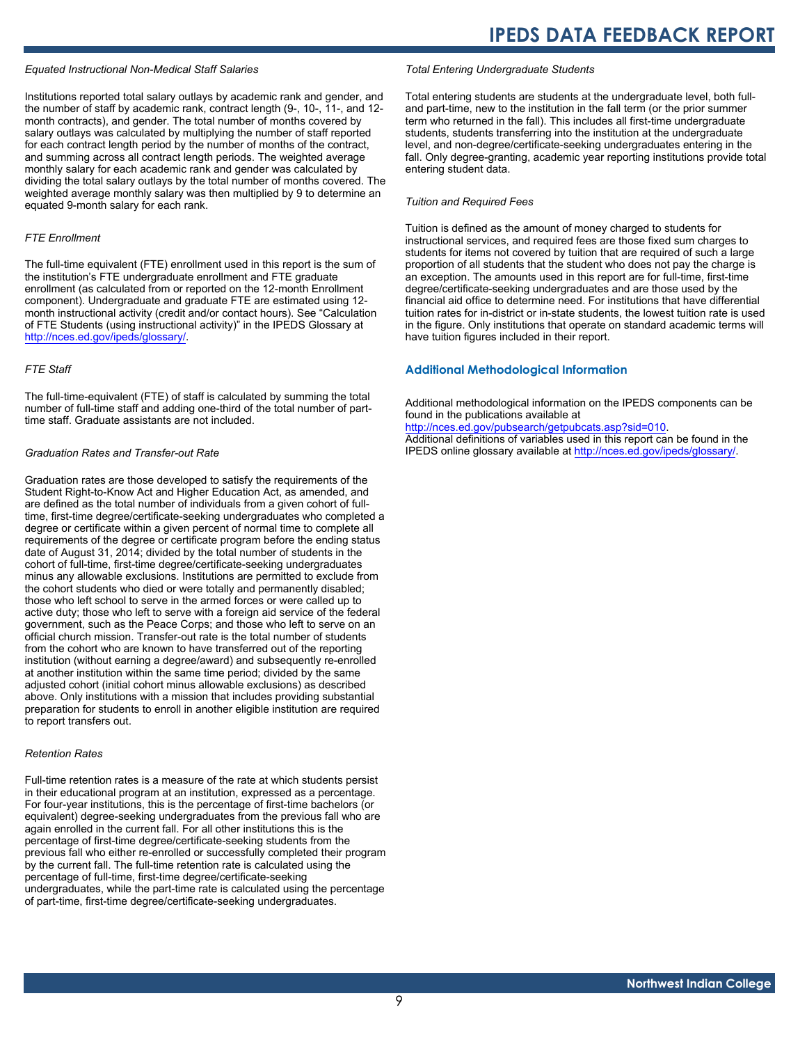*Equated Instructional Non-Medical Staff Salaries*

Institutions reported total salary outlays by academic rank and gender, and the number of staff by academic rank, contract length (9-, 10-, 11-, and 12-month contracts), and gender. The total number of months covered by salary outlays was calculated by multiplying the number of staff reported for each contract length period by the number of months of the contract, and summing across all contract length periods. The weighted average monthly salary for each academic rank and gender was calculated by dividing the total salary outlays by the total number of months covered. The weighted average monthly salary was then multiplied by 9 to determine an equated 9-month salary for each rank.

*FTE Enrollment*

The full-time equivalent (FTE) enrollment used in this report is the sum of the institution's FTE undergraduate enrollment and FTE graduate enrollment (as calculated from or reported on the 12-month Enrollment component). Undergraduate and graduate FTE are estimated using 12-month instructional activity (credit and/or contact hours). See "Calculation of FTE Students (using instructional activity)" in the IPEDS Glossary at http://nces.ed.gov/ipeds/glossary/.

*FTE Staff*

The full-time-equivalent (FTE) of staff is calculated by summing the total number of full-time staff and adding one-third of the total number of part-time staff. Graduate assistants are not included.

*Graduation Rates and Transfer-out Rate*

Graduation rates are those developed to satisfy the requirements of the Student Right-to-Know Act and Higher Education Act, as amended, and are defined as the total number of individuals from a given cohort of full-time, first-time degree/certificate-seeking undergraduates who completed a degree or certificate within a given percent of normal time to complete all requirements of the degree or certificate program before the ending status date of August 31, 2014; divided by the total number of students in the cohort of full-time, first-time degree/certificate-seeking undergraduates minus any allowable exclusions. Institutions are permitted to exclude from the cohort students who died or were totally and permanently disabled; those who left school to serve in the armed forces or were called up to active duty; those who left to serve with a foreign aid service of the federal government, such as the Peace Corps; and those who left to serve on an official church mission. Transfer-out rate is the total number of students from the cohort who are known to have transferred out of the reporting institution (without earning a degree/award) and subsequently re-enrolled at another institution within the same time period; divided by the same adjusted cohort (initial cohort minus allowable exclusions) as described above. Only institutions with a mission that includes providing substantial preparation for students to enroll in another eligible institution are required to report transfers out.

*Retention Rates*

Full-time retention rates is a measure of the rate at which students persist in their educational program at an institution, expressed as a percentage. For four-year institutions, this is the percentage of first-time bachelors (or equivalent) degree-seeking undergraduates from the previous fall who are again enrolled in the current fall. For all other institutions this is the percentage of first-time degree/certificate-seeking students from the previous fall who either re-enrolled or successfully completed their program by the current fall. The full-time retention rate is calculated using the percentage of full-time, first-time degree/certificate-seeking undergraduates, while the part-time rate is calculated using the percentage of part-time, first-time degree/certificate-seeking undergraduates.

*Total Entering Undergraduate Students*

Total entering students are students at the undergraduate level, both full- and part-time, new to the institution in the fall term (or the prior summer term who returned in the fall). This includes all first-time undergraduate students, students transferring into the institution at the undergraduate level, and non-degree/certificate-seeking undergraduates entering in the fall. Only degree-granting, academic year reporting institutions provide total entering student data.

*Tuition and Required Fees*

Tuition is defined as the amount of money charged to students for instructional services, and required fees are those fixed sum charges to students for items not covered by tuition that are required of such a large proportion of all students that the student who does not pay the charge is an exception. The amounts used in this report are for full-time, first-time degree/certificate-seeking undergraduates and are those used by the financial aid office to determine need. For institutions that have differential tuition rates for in-district or in-state students, the lowest tuition rate is used in the figure. Only institutions that operate on standard academic terms will have tuition figures included in their report.

## Additional Methodological Information

Additional methodological information on the IPEDS components can be found in the publications available at http://nces.ed.gov/pubsearch/getpubcats.asp?sid=010.
Additional definitions of variables used in this report can be found in the IPEDS online glossary available at http://nces.ed.gov/ipeds/glossary/.